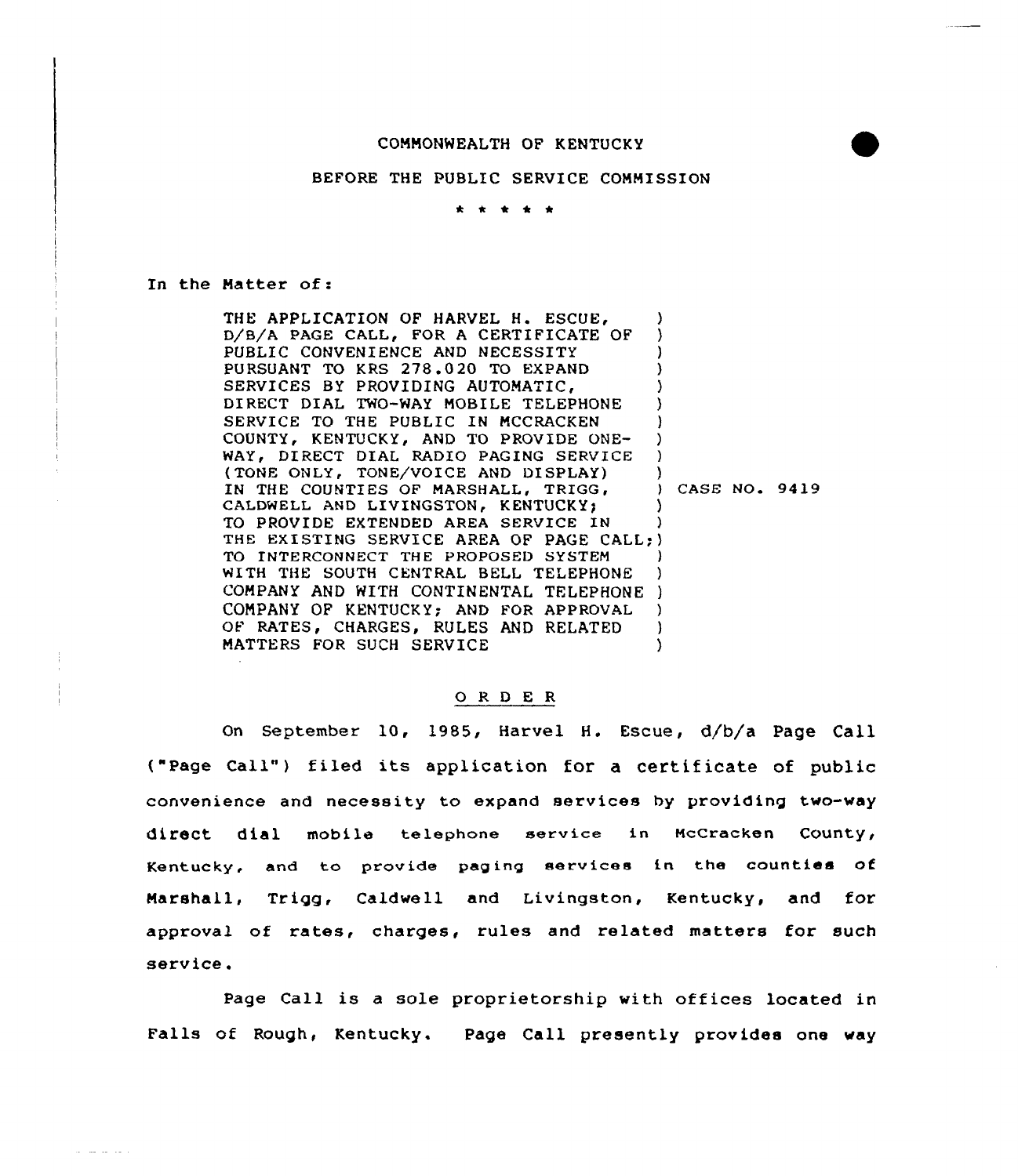COMMONWEALTH OF KENTUCKY

BEFORE THE PUBLIC SERVICE COMMISSION

\* \* \* \* \*

In the Matter of:

| | |
|---|---|
| THE APPLICATION OF HARVEL H. ESCUE, D/B/A PAGE CALL, FOR A CERTIFICATE OF PUBLIC CONVENIENCE AND NECESSITY PURSUANT TO KRS 278.020 TO EXPAND SERVICES BY PROVIDING AUTOMATIC, DIRECT DIAL TWO-WAY MOBILE TELEPHONE SERVICE TO THE PUBLIC IN MCCRACKEN COUNTY, KENTUCKY, AND TO PROVIDE ONE-WAY, DIRECT DIAL RADIO PAGING SERVICE (TONE ONLY, TONE/VOICE AND DISPLAY) IN THE COUNTIES OF MARSHALL, TRIGG, CALDWELL AND LIVINGSTON, KENTUCKY; TO PROVIDE EXTENDED AREA SERVICE IN THE EXISTING SERVICE AREA OF PAGE CALL; TO INTERCONNECT THE PROPOSED SYSTEM WITH THE SOUTH CENTRAL BELL TELEPHONE COMPANY AND WITH CONTINENTAL TELEPHONE COMPANY OF KENTUCKY; AND FOR APPROVAL OF RATES, CHARGES, RULES AND RELATED MATTERS FOR SUCH SERVICE | CASE NO. 9419 |

## O R D E R

On September 10, 1985, Harvel H. Escue, d/b/a Page Call ("Page Call") filed its application for a certificate of public convenience and necessity to expand services by providing two-way direct dial mobile telephone service in McCracken County, Kentucky, and to provide paging services in the counties of Marshall, Trigg, Caldwell and Livingston, Kentucky, and for approval of rates, charges, rules and related matters for such service.

Page Call is a sole proprietorship with offices located in Falls of Rough, Kentucky. Page Call presently provides one way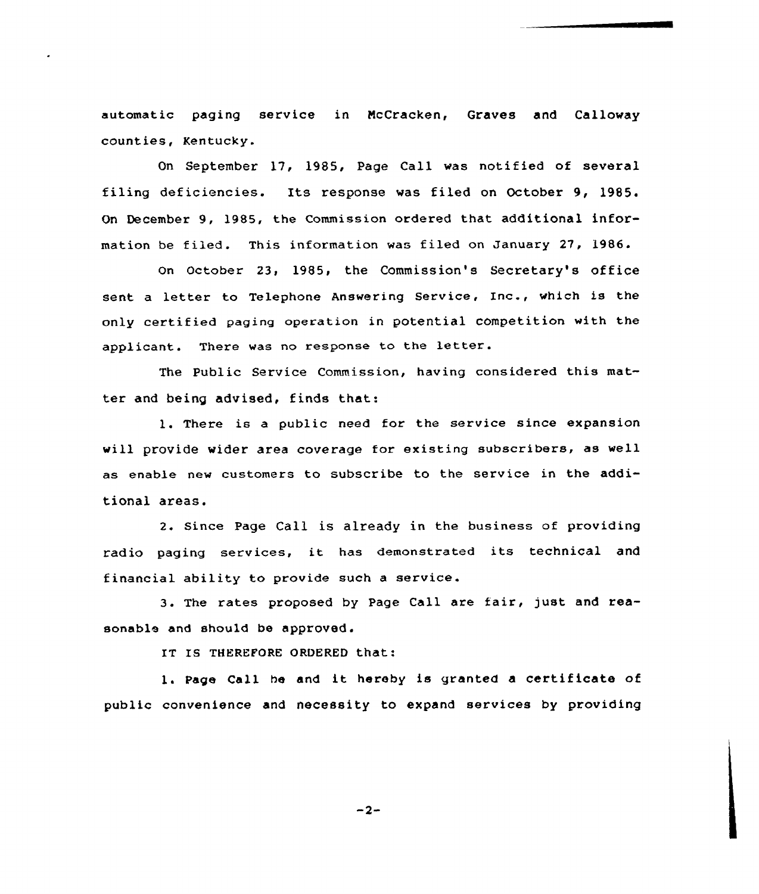automatic paging service in McCracken, Graves and Calloway counties, Kentucky.

On September 17, 1985, Page Call was notified of several filing deficiencies. Its response was filed on October 9, 1985. On December 9, 1985, the Commission ordered that additional information be filed. This information was filed on January 27, 1986.

On October 23, 1985, the Commission's Secretary's office sent a letter to Telephone Answering Service, Inc., which is the only certified paging operation in potential competition with the applicant. There was no response to the letter.

The Public Service Commission, having considered this matter and being advised, finds that:

1. There is a public need for the service since expansion will provide wider area coverage for existing subscribers, as well as enable new customers to subscribe to the service in the additional areas.

2. Since Page Call is already in the business of providing radio paging services, it has demonstrated its technical and financial ability to provide such a service.

3. The rates proposed by Page Call are fair, just and reasonable and should be approved.

IT IS THEREFORE ORDERED that:

1. Page Call be and it hereby is granted a certificate of public convenience and necessity to expand services by providing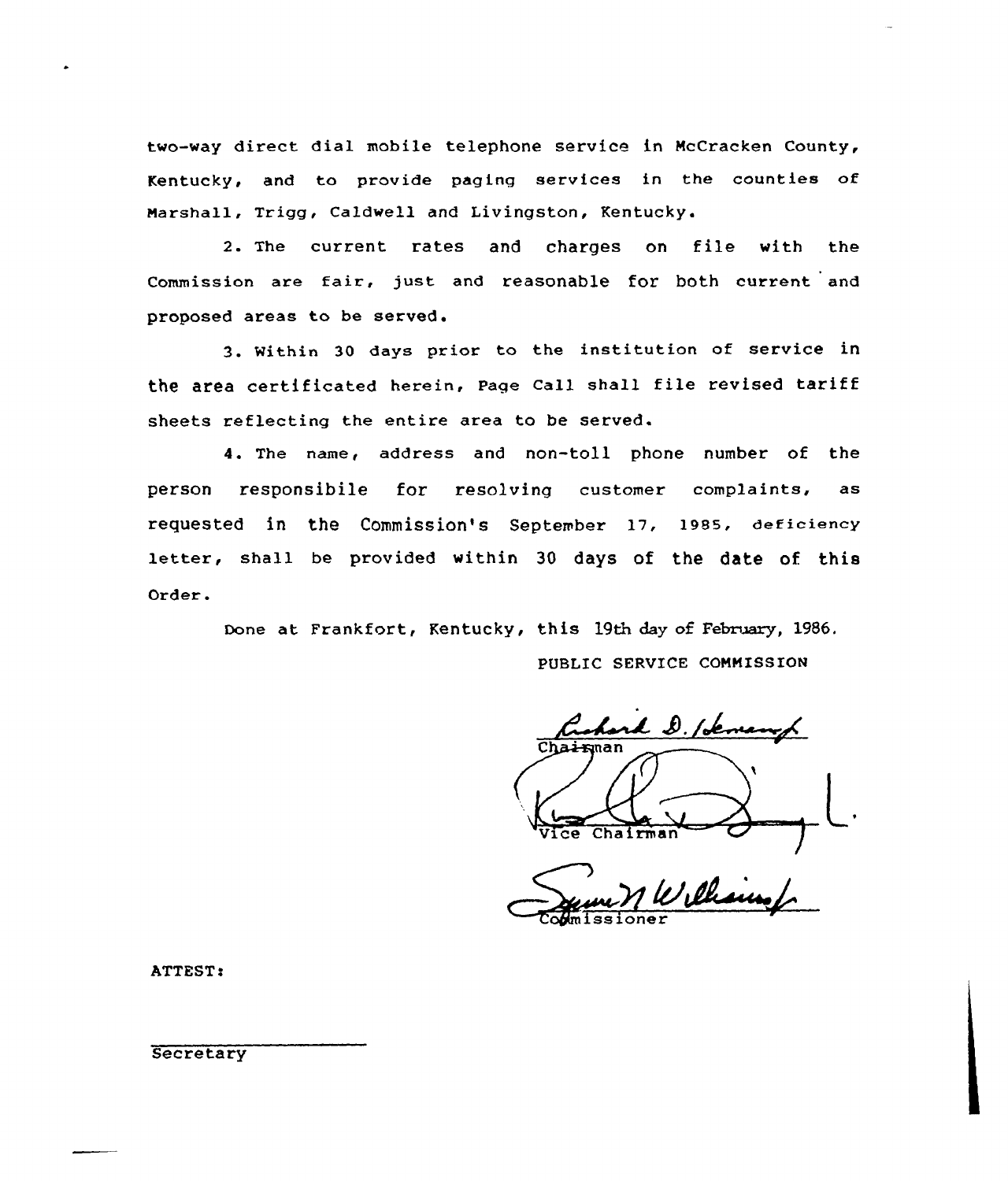two-way direct dial mobile telephone service in McCracken County, Kentucky, and to provide paging services in the counties of Marshall, Trigg, Caldwell and Livingston, Kentucky.

2. The current rates and charges on file with the Commission are fair, just and reasonable for both current and proposed areas to be served.

3. Within 30 days prior to the institution of service in the area certificated herein, Page Call shall file revised tariff sheets reflecting the entire area to be served.

4. The name, address and non-toll phone number of the person responsibile for resolving customer complaints, as requested in the Commission's September 17, 1985, deficiency letter, shall be provided within 30 days of the date of this Order.

Done at Frankfort, Kentucky, this 19th day of February, 1986.

PUBLIC SERVICE COMMISSION

Richard D. Hemanz
Chairman

Vice Chairman

Commissioner

ATTEST:

Secretary